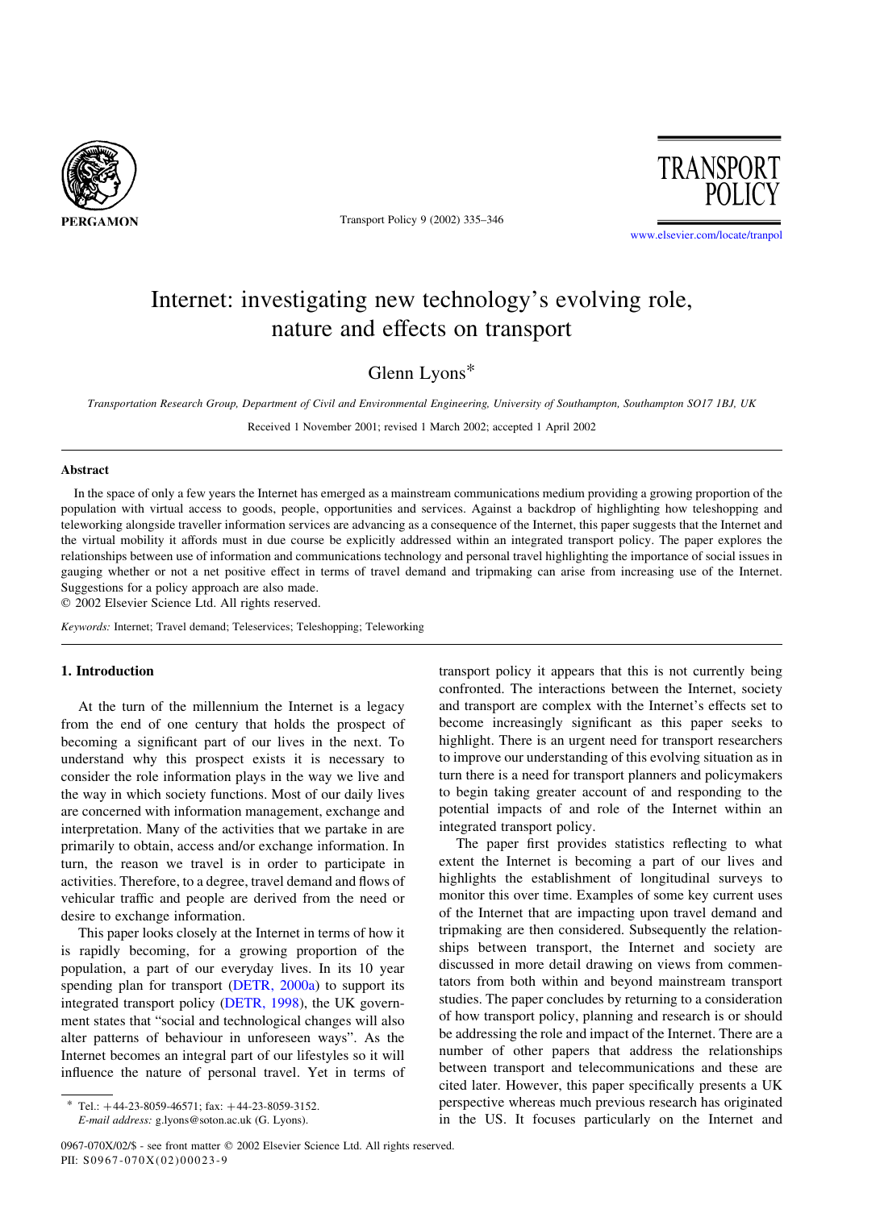# Internet: investigating new technology's evolving role, nature and effects on transport

Glenn Lyons*

*Transportation Research Group, Department of Civil and Environmental Engineering, University of Southampton, Southampton SO17 1BJ, UK*

Received 1 November 2001; revised 1 March 2002; accepted 1 April 2002

## Abstract

In the space of only a few years the Internet has emerged as a mainstream communications medium providing a growing proportion of the population with virtual access to goods, people, opportunities and services. Against a backdrop of highlighting how teleshopping and teleworking alongside traveller information services are advancing as a consequence of the Internet, this paper suggests that the Internet and the virtual mobility it affords must in due course be explicitly addressed within an integrated transport policy. The paper explores the relationships between use of information and communications technology and personal travel highlighting the importance of social issues in gauging whether or not a net positive effect in terms of travel demand and tripmaking can arise from increasing use of the Internet. Suggestions for a policy approach are also made.

© 2002 Elsevier Science Ltd. All rights reserved.

*Keywords:* Internet; Travel demand; Teleservices; Teleshopping; Teleworking

## 1. Introduction

At the turn of the millennium the Internet is a legacy from the end of one century that holds the prospect of becoming a significant part of our lives in the next. To understand why this prospect exists it is necessary to consider the role information plays in the way we live and the way in which society functions. Most of our daily lives are concerned with information management, exchange and interpretation. Many of the activities that we partake in are primarily to obtain, access and/or exchange information. In turn, the reason we travel is in order to participate in activities. Therefore, to a degree, travel demand and flows of vehicular traffic and people are derived from the need or desire to exchange information.

This paper looks closely at the Internet in terms of how it is rapidly becoming, for a growing proportion of the population, a part of our everyday lives. In its 10 year spending plan for transport (DETR, 2000a) to support its integrated transport policy (DETR, 1998), the UK government states that "social and technological changes will also alter patterns of behaviour in unforeseen ways". As the Internet becomes an integral part of our lifestyles so it will influence the nature of personal travel. Yet in terms of transport policy it appears that this is not currently being confronted. The interactions between the Internet, society and transport are complex with the Internet's effects set to become increasingly significant as this paper seeks to highlight. There is an urgent need for transport researchers to improve our understanding of this evolving situation as in turn there is a need for transport planners and policymakers to begin taking greater account of and responding to the potential impacts of and role of the Internet within an integrated transport policy.

The paper first provides statistics reflecting to what extent the Internet is becoming a part of our lives and highlights the establishment of longitudinal surveys to monitor this over time. Examples of some key current uses of the Internet that are impacting upon travel demand and tripmaking are then considered. Subsequently the relationships between transport, the Internet and society are discussed in more detail drawing on views from commentators from both within and beyond mainstream transport studies. The paper concludes by returning to a consideration of how transport policy, planning and research is or should be addressing the role and impact of the Internet. There are a number of other papers that address the relationships between transport and telecommunications and these are cited later. However, this paper specifically presents a UK perspective whereas much previous research has originated in the US. It focuses particularly on the Internet and

\* Tel.: +44-23-8059-46571; fax: +44-23-8059-3152.
*E-mail address:* g.lyons@soton.ac.uk (G. Lyons).

0967-070X/02/$ - see front matter © 2002 Elsevier Science Ltd. All rights reserved.
PII: S0967-070X(02)00023-9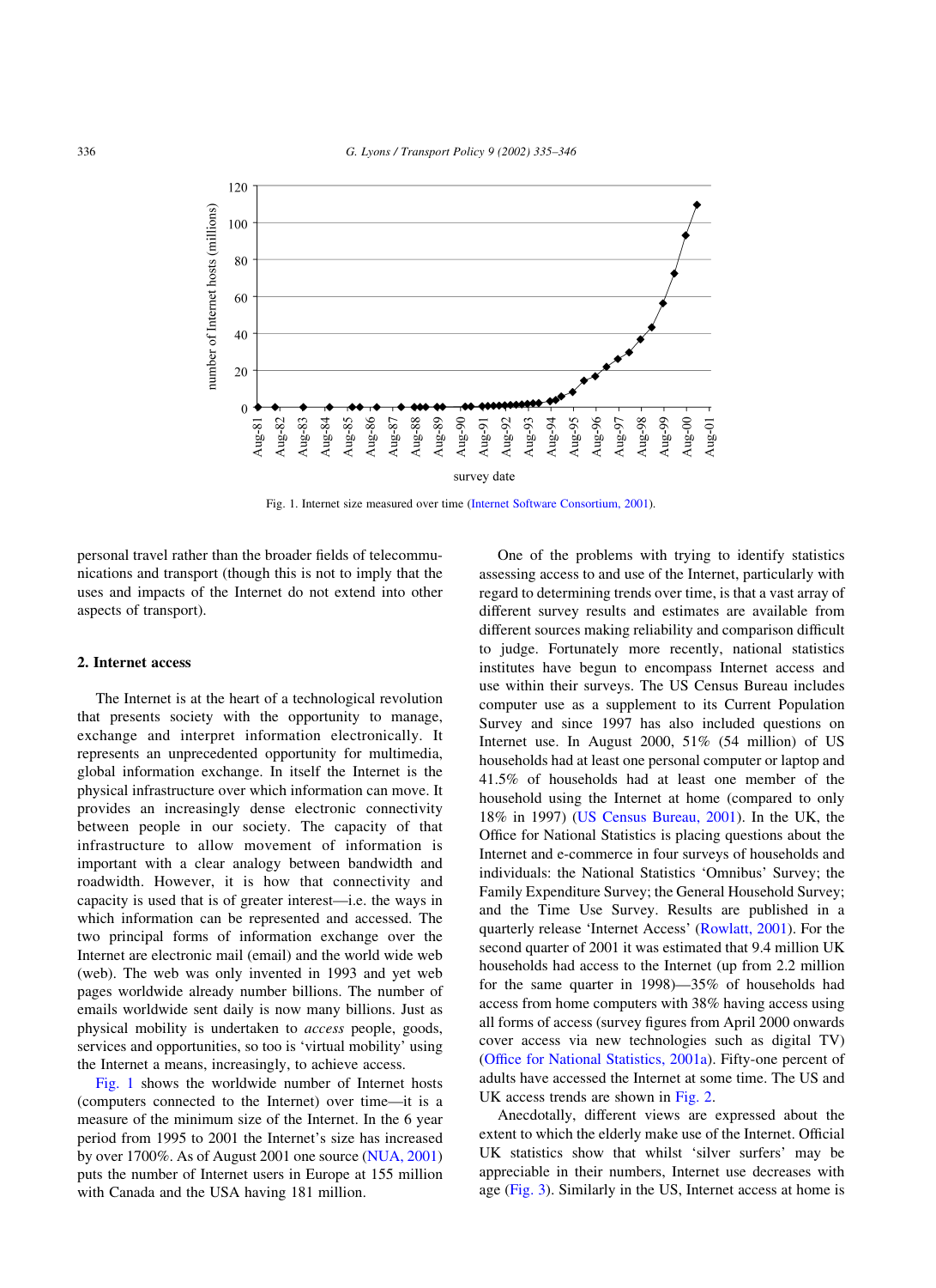Fig. 1. Internet size measured over time (Internet Software Consortium, 2001).

personal travel rather than the broader fields of telecommunications and transport (though this is not to imply that the uses and impacts of the Internet do not extend into other aspects of transport).

## 2. Internet access

The Internet is at the heart of a technological revolution that presents society with the opportunity to manage, exchange and interpret information electronically. It represents an unprecedented opportunity for multimedia, global information exchange. In itself the Internet is the physical infrastructure over which information can move. It provides an increasingly dense electronic connectivity between people in our society. The capacity of that infrastructure to allow movement of information is important with a clear analogy between bandwidth and roadwidth. However, it is how that connectivity and capacity is used that is of greater interest—i.e. the ways in which information can be represented and accessed. The two principal forms of information exchange over the Internet are electronic mail (email) and the world wide web (web). The web was only invented in 1993 and yet web pages worldwide already number billions. The number of emails worldwide sent daily is now many billions. Just as physical mobility is undertaken to *access* people, goods, services and opportunities, so too is 'virtual mobility' using the Internet a means, increasingly, to achieve access.

Fig. 1 shows the worldwide number of Internet hosts (computers connected to the Internet) over time—it is a measure of the minimum size of the Internet. In the 6 year period from 1995 to 2001 the Internet's size has increased by over 1700%. As of August 2001 one source (NUA, 2001) puts the number of Internet users in Europe at 155 million with Canada and the USA having 181 million.

One of the problems with trying to identify statistics assessing access to and use of the Internet, particularly with regard to determining trends over time, is that a vast array of different survey results and estimates are available from different sources making reliability and comparison difficult to judge. Fortunately more recently, national statistics institutes have begun to encompass Internet access and use within their surveys. The US Census Bureau includes computer use as a supplement to its Current Population Survey and since 1997 has also included questions on Internet use. In August 2000, 51% (54 million) of US households had at least one personal computer or laptop and 41.5% of households had at least one member of the household using the Internet at home (compared to only 18% in 1997) (US Census Bureau, 2001). In the UK, the Office for National Statistics is placing questions about the Internet and e-commerce in four surveys of households and individuals: the National Statistics 'Omnibus' Survey; the Family Expenditure Survey; the General Household Survey; and the Time Use Survey. Results are published in a quarterly release 'Internet Access' (Rowlatt, 2001). For the second quarter of 2001 it was estimated that 9.4 million UK households had access to the Internet (up from 2.2 million for the same quarter in 1998)—35% of households had access from home computers with 38% having access using all forms of access (survey figures from April 2000 onwards cover access via new technologies such as digital TV) (Office for National Statistics, 2001a). Fifty-one percent of adults have accessed the Internet at some time. The US and UK access trends are shown in Fig. 2.

Anecdotally, different views are expressed about the extent to which the elderly make use of the Internet. Official UK statistics show that whilst 'silver surfers' may be appreciable in their numbers, Internet use decreases with age (Fig. 3). Similarly in the US, Internet access at home is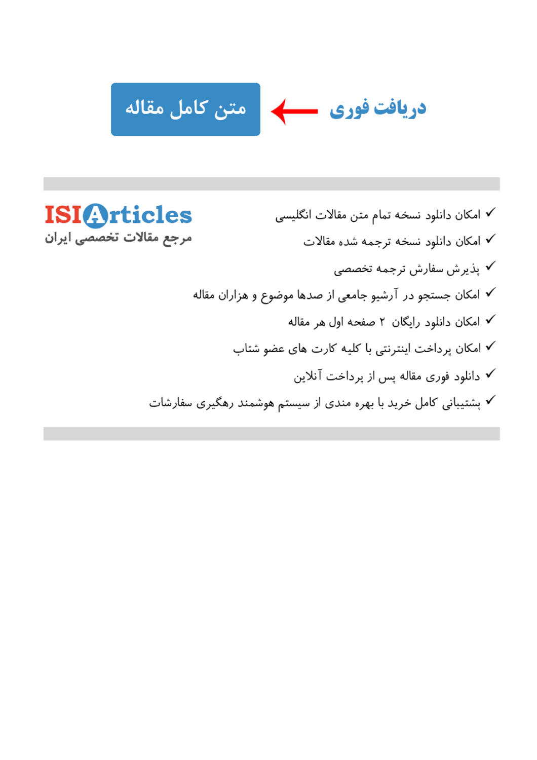دریافت فوری ← **متن کامل مقاله**

**ISIArticles**
مرجع مقالات تخصصی ایران

- ✓ امکان دانلود نسخه تمام متن مقالات انگلیسی
- ✓ امکان دانلود نسخه ترجمه شده مقالات
- ✓ پذیرش سفارش ترجمه تخصصی
- ✓ امکان جستجو در آرشیو جامعی از صدها موضوع و هزاران مقاله
- ✓ امکان دانلود رایگان ۲ صفحه اول هر مقاله
- ✓ امکان پرداخت اینترنتی با کلیه کارت های عضو شتاب
- ✓ دانلود فوری مقاله پس از پرداخت آنلاین
- ✓ پشتیبانی کامل خرید با بهره مندی از سیستم هوشمند رهگیری سفارشات